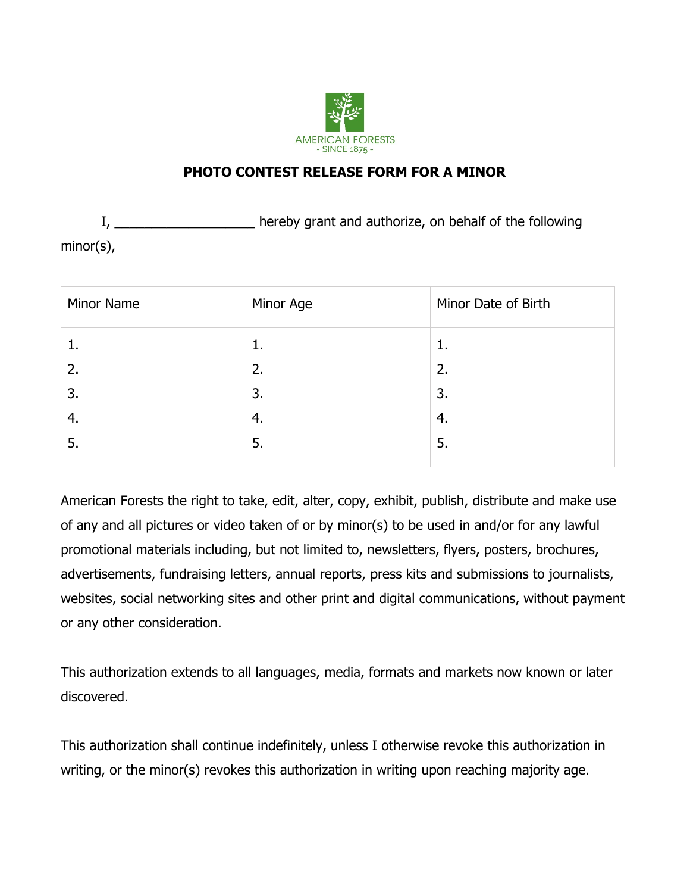AMERICAN FORESTS
- SINCE 1875 -

# PHOTO CONTEST RELEASE FORM FOR A MINOR

I, ___________________ hereby grant and authorize, on behalf of the following minor(s),

| Minor Name | Minor Age | Minor Date of Birth |
| --- | --- | --- |
| 1. | 1. | 1. |
| 2. | 2. | 2. |
| 3. | 3. | 3. |
| 4. | 4. | 4. |
| 5. | 5. | 5. |

American Forests the right to take, edit, alter, copy, exhibit, publish, distribute and make use of any and all pictures or video taken of or by minor(s) to be used in and/or for any lawful promotional materials including, but not limited to, newsletters, flyers, posters, brochures, advertisements, fundraising letters, annual reports, press kits and submissions to journalists, websites, social networking sites and other print and digital communications, without payment or any other consideration.

This authorization extends to all languages, media, formats and markets now known or later discovered.

This authorization shall continue indefinitely, unless I otherwise revoke this authorization in writing, or the minor(s) revokes this authorization in writing upon reaching majority age.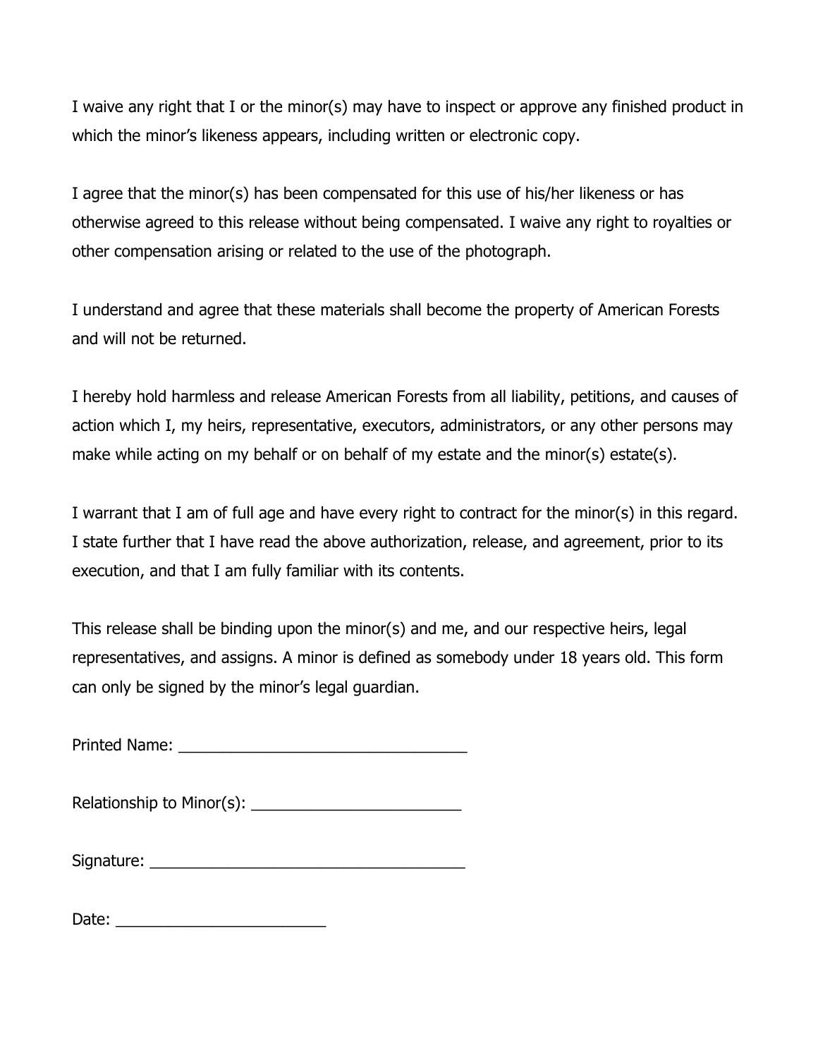I waive any right that I or the minor(s) may have to inspect or approve any finished product in which the minor's likeness appears, including written or electronic copy.

I agree that the minor(s) has been compensated for this use of his/her likeness or has otherwise agreed to this release without being compensated. I waive any right to royalties or other compensation arising or related to the use of the photograph.

I understand and agree that these materials shall become the property of American Forests and will not be returned.

I hereby hold harmless and release American Forests from all liability, petitions, and causes of action which I, my heirs, representative, executors, administrators, or any other persons may make while acting on my behalf or on behalf of my estate and the minor(s) estate(s).

I warrant that I am of full age and have every right to contract for the minor(s) in this regard. I state further that I have read the above authorization, release, and agreement, prior to its execution, and that I am fully familiar with its contents.

This release shall be binding upon the minor(s) and me, and our respective heirs, legal representatives, and assigns. A minor is defined as somebody under 18 years old. This form can only be signed by the minor's legal guardian.

Printed Name: ________________________________

Relationship to Minor(s): ________________________

Signature: ____________________________________

Date: ________________________